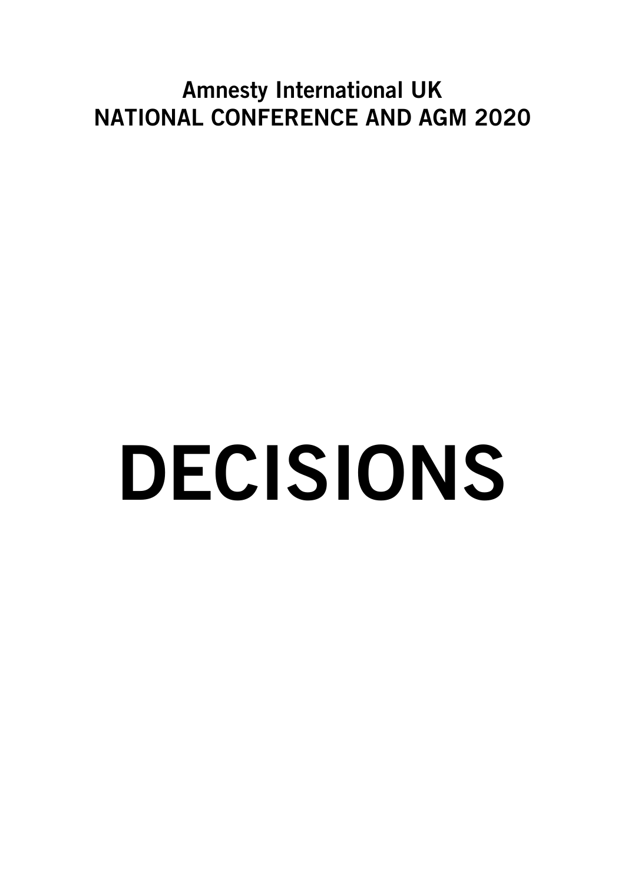**Amnesty International UK**
**NATIONAL CONFERENCE AND AGM 2020**

# DECISIONS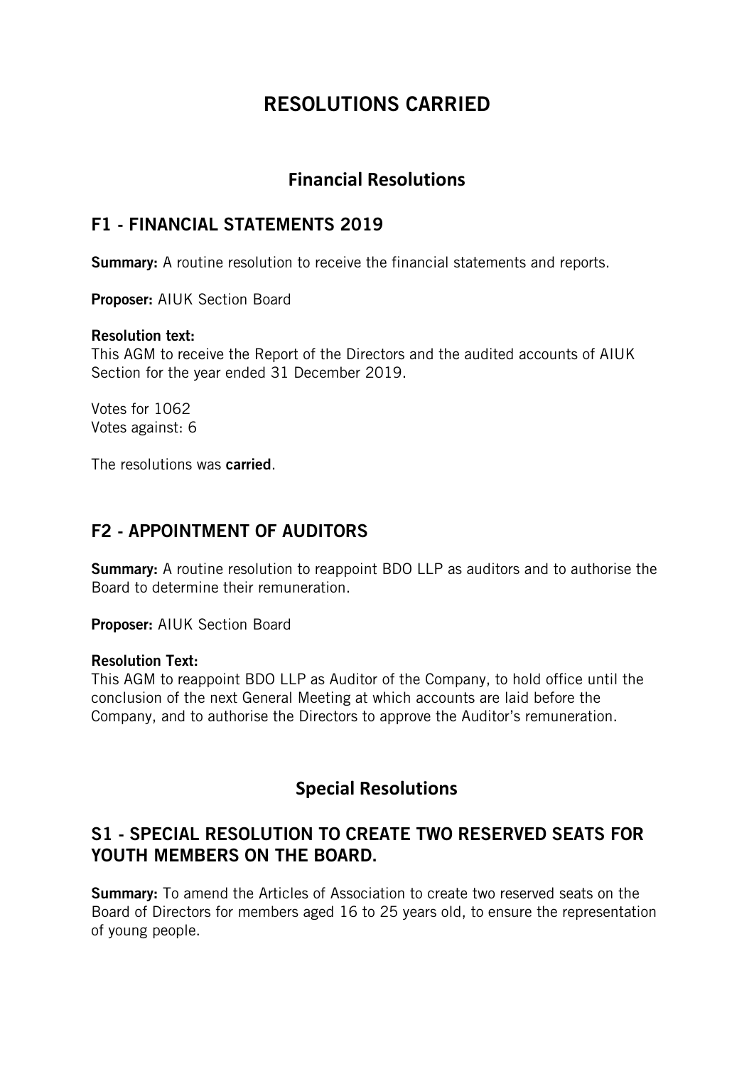# RESOLUTIONS CARRIED

## Financial Resolutions

### F1 - FINANCIAL STATEMENTS 2019

**Summary:** A routine resolution to receive the financial statements and reports.

**Proposer:** AIUK Section Board

**Resolution text:**
This AGM to receive the Report of the Directors and the audited accounts of AIUK Section for the year ended 31 December 2019.

Votes for 1062
Votes against: 6

The resolutions was **carried**.

### F2 - APPOINTMENT OF AUDITORS

**Summary:** A routine resolution to reappoint BDO LLP as auditors and to authorise the Board to determine their remuneration.

**Proposer:** AIUK Section Board

**Resolution Text:**
This AGM to reappoint BDO LLP as Auditor of the Company, to hold office until the conclusion of the next General Meeting at which accounts are laid before the Company, and to authorise the Directors to approve the Auditor's remuneration.

## Special Resolutions

### S1 - SPECIAL RESOLUTION TO CREATE TWO RESERVED SEATS FOR YOUTH MEMBERS ON THE BOARD.

**Summary:** To amend the Articles of Association to create two reserved seats on the Board of Directors for members aged 16 to 25 years old, to ensure the representation of young people.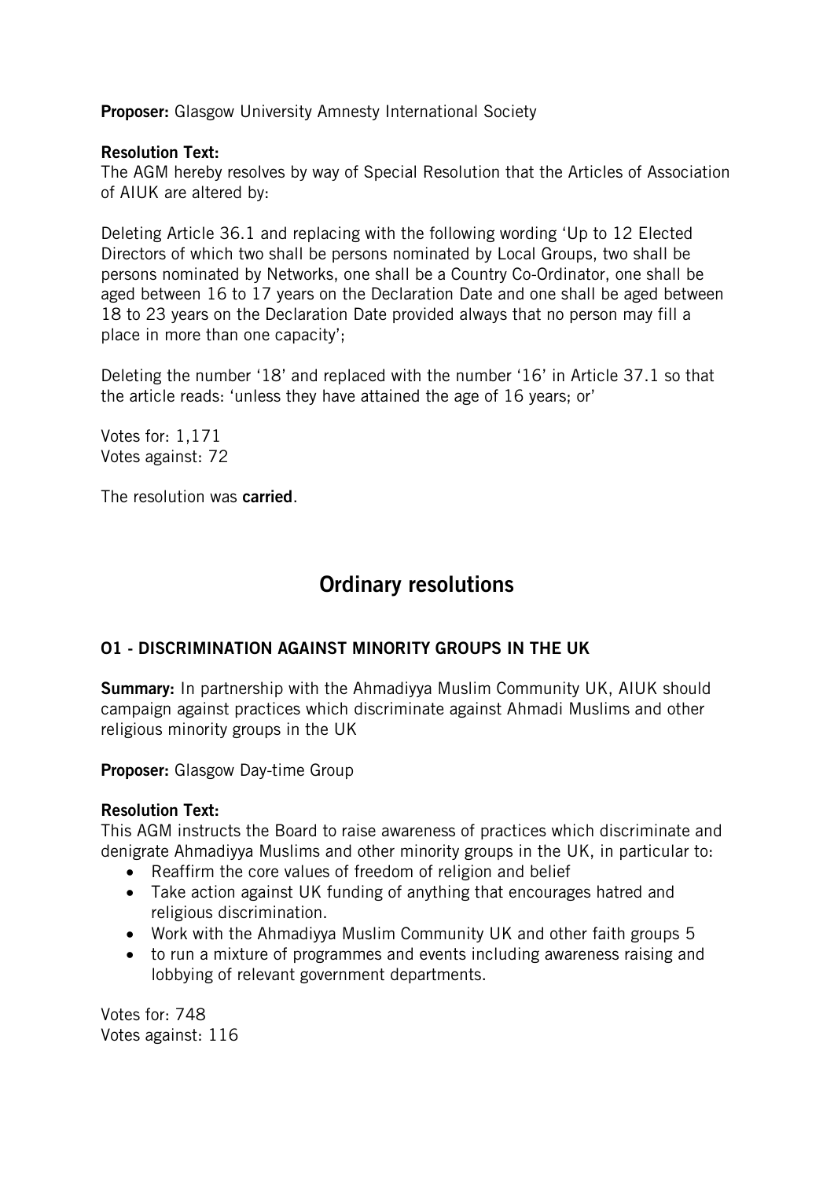**Proposer:** Glasgow University Amnesty International Society

**Resolution Text:**
The AGM hereby resolves by way of Special Resolution that the Articles of Association of AIUK are altered by:

Deleting Article 36.1 and replacing with the following wording 'Up to 12 Elected Directors of which two shall be persons nominated by Local Groups, two shall be persons nominated by Networks, one shall be a Country Co-Ordinator, one shall be aged between 16 to 17 years on the Declaration Date and one shall be aged between 18 to 23 years on the Declaration Date provided always that no person may fill a place in more than one capacity';

Deleting the number '18' and replaced with the number '16' in Article 37.1 so that the article reads: 'unless they have attained the age of 16 years; or'

Votes for: 1,171
Votes against: 72

The resolution was **carried**.

## Ordinary resolutions

### O1 - DISCRIMINATION AGAINST MINORITY GROUPS IN THE UK

**Summary:** In partnership with the Ahmadiyya Muslim Community UK, AIUK should campaign against practices which discriminate against Ahmadi Muslims and other religious minority groups in the UK

**Proposer:** Glasgow Day-time Group

**Resolution Text:**
This AGM instructs the Board to raise awareness of practices which discriminate and denigrate Ahmadiyya Muslims and other minority groups in the UK, in particular to:

- Reaffirm the core values of freedom of religion and belief
- Take action against UK funding of anything that encourages hatred and religious discrimination.
- Work with the Ahmadiyya Muslim Community UK and other faith groups 5
- to run a mixture of programmes and events including awareness raising and lobbying of relevant government departments.

Votes for: 748
Votes against: 116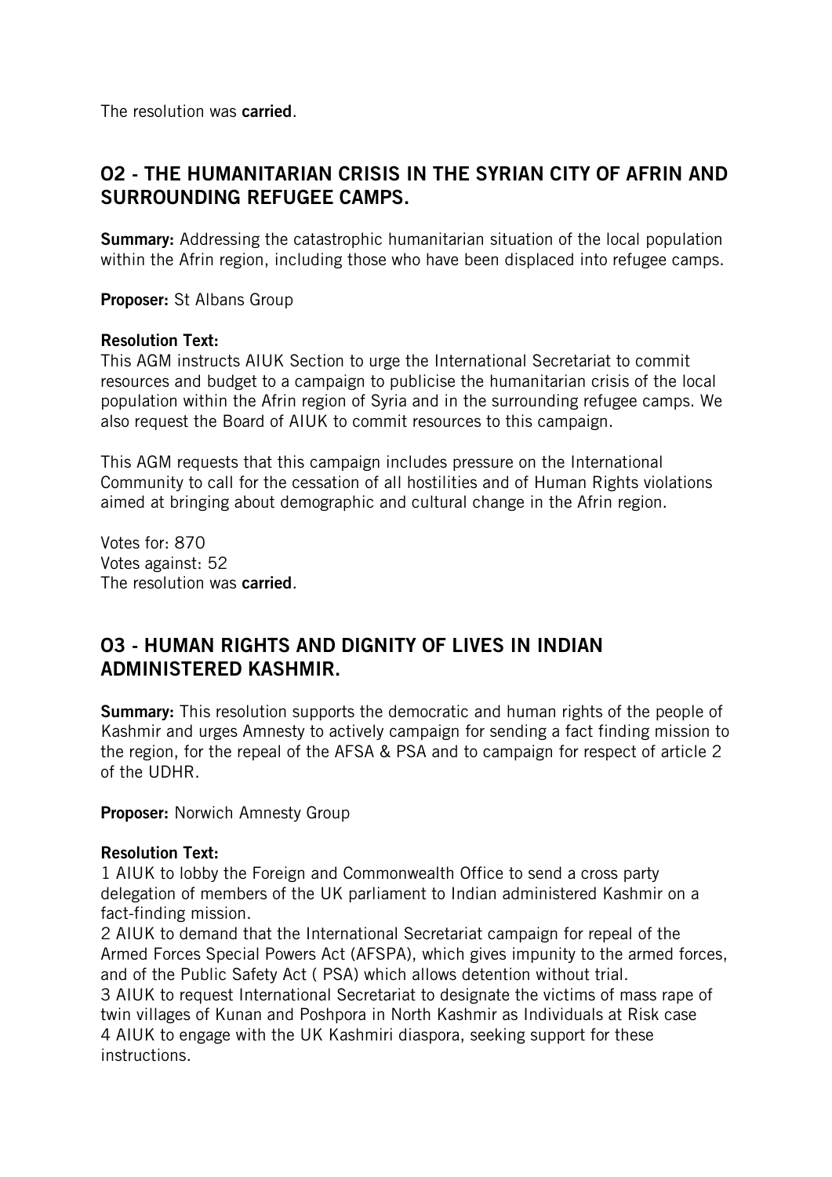The resolution was **carried**.

## O2 - THE HUMANITARIAN CRISIS IN THE SYRIAN CITY OF AFRIN AND SURROUNDING REFUGEE CAMPS.

**Summary:** Addressing the catastrophic humanitarian situation of the local population within the Afrin region, including those who have been displaced into refugee camps.

**Proposer:** St Albans Group

**Resolution Text:**
This AGM instructs AIUK Section to urge the International Secretariat to commit resources and budget to a campaign to publicise the humanitarian crisis of the local population within the Afrin region of Syria and in the surrounding refugee camps. We also request the Board of AIUK to commit resources to this campaign.

This AGM requests that this campaign includes pressure on the International Community to call for the cessation of all hostilities and of Human Rights violations aimed at bringing about demographic and cultural change in the Afrin region.

Votes for: 870
Votes against: 52
The resolution was **carried**.

## O3 - HUMAN RIGHTS AND DIGNITY OF LIVES IN INDIAN ADMINISTERED KASHMIR.

**Summary:** This resolution supports the democratic and human rights of the people of Kashmir and urges Amnesty to actively campaign for sending a fact finding mission to the region, for the repeal of the AFSA & PSA and to campaign for respect of article 2 of the UDHR.

**Proposer:** Norwich Amnesty Group

**Resolution Text:**
1 AIUK to lobby the Foreign and Commonwealth Office to send a cross party delegation of members of the UK parliament to Indian administered Kashmir on a fact-finding mission.
2 AIUK to demand that the International Secretariat campaign for repeal of the Armed Forces Special Powers Act (AFSPA), which gives impunity to the armed forces, and of the Public Safety Act ( PSA) which allows detention without trial.
3 AIUK to request International Secretariat to designate the victims of mass rape of twin villages of Kunan and Poshpora in North Kashmir as Individuals at Risk case
4 AIUK to engage with the UK Kashmiri diaspora, seeking support for these instructions.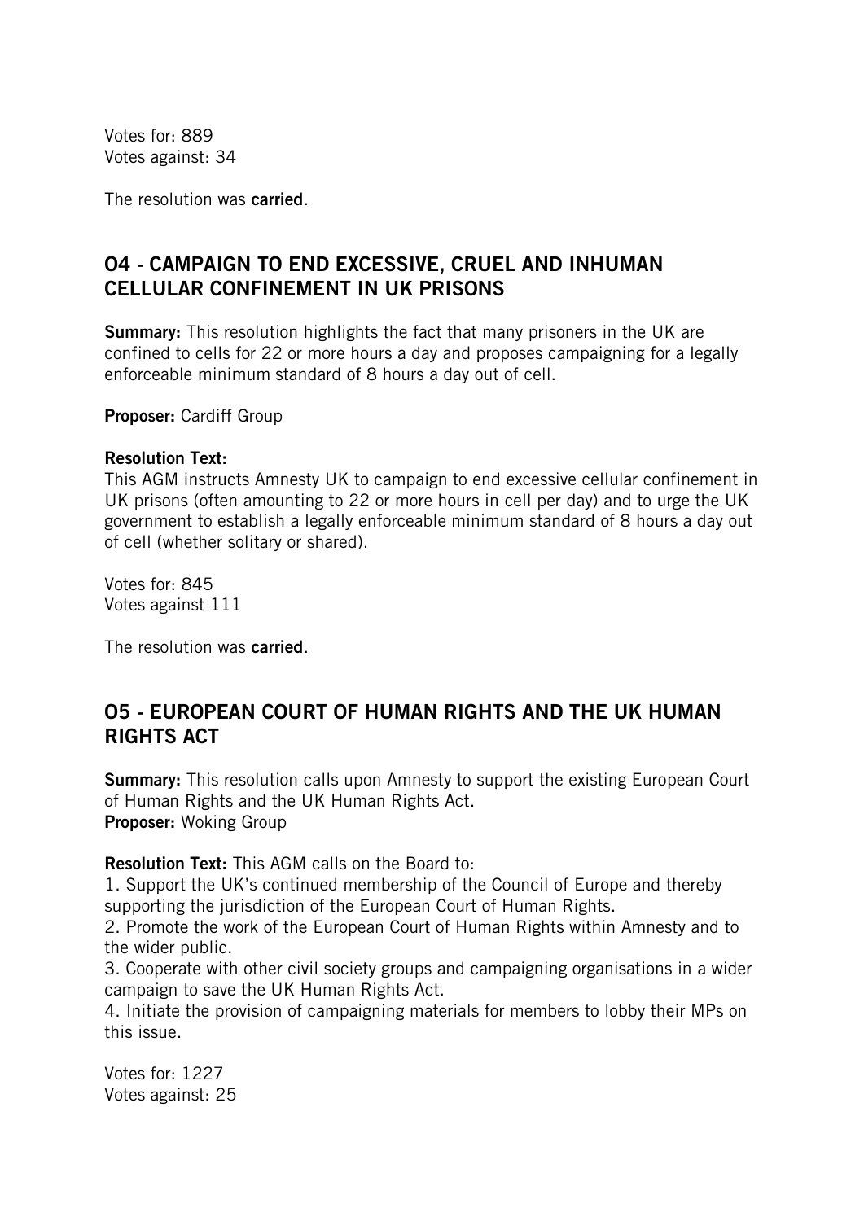Votes for: 889
Votes against: 34

The resolution was **carried**.

## O4 - CAMPAIGN TO END EXCESSIVE, CRUEL AND INHUMAN CELLULAR CONFINEMENT IN UK PRISONS

**Summary:** This resolution highlights the fact that many prisoners in the UK are confined to cells for 22 or more hours a day and proposes campaigning for a legally enforceable minimum standard of 8 hours a day out of cell.

**Proposer:** Cardiff Group

**Resolution Text:**
This AGM instructs Amnesty UK to campaign to end excessive cellular confinement in UK prisons (often amounting to 22 or more hours in cell per day) and to urge the UK government to establish a legally enforceable minimum standard of 8 hours a day out of cell (whether solitary or shared).

Votes for: 845
Votes against 111

The resolution was **carried**.

## O5 - EUROPEAN COURT OF HUMAN RIGHTS AND THE UK HUMAN RIGHTS ACT

**Summary:** This resolution calls upon Amnesty to support the existing European Court of Human Rights and the UK Human Rights Act.
**Proposer:** Woking Group

**Resolution Text:** This AGM calls on the Board to:

1. Support the UK's continued membership of the Council of Europe and thereby supporting the jurisdiction of the European Court of Human Rights.
2. Promote the work of the European Court of Human Rights within Amnesty and to the wider public.
3. Cooperate with other civil society groups and campaigning organisations in a wider campaign to save the UK Human Rights Act.
4. Initiate the provision of campaigning materials for members to lobby their MPs on this issue.

Votes for: 1227
Votes against: 25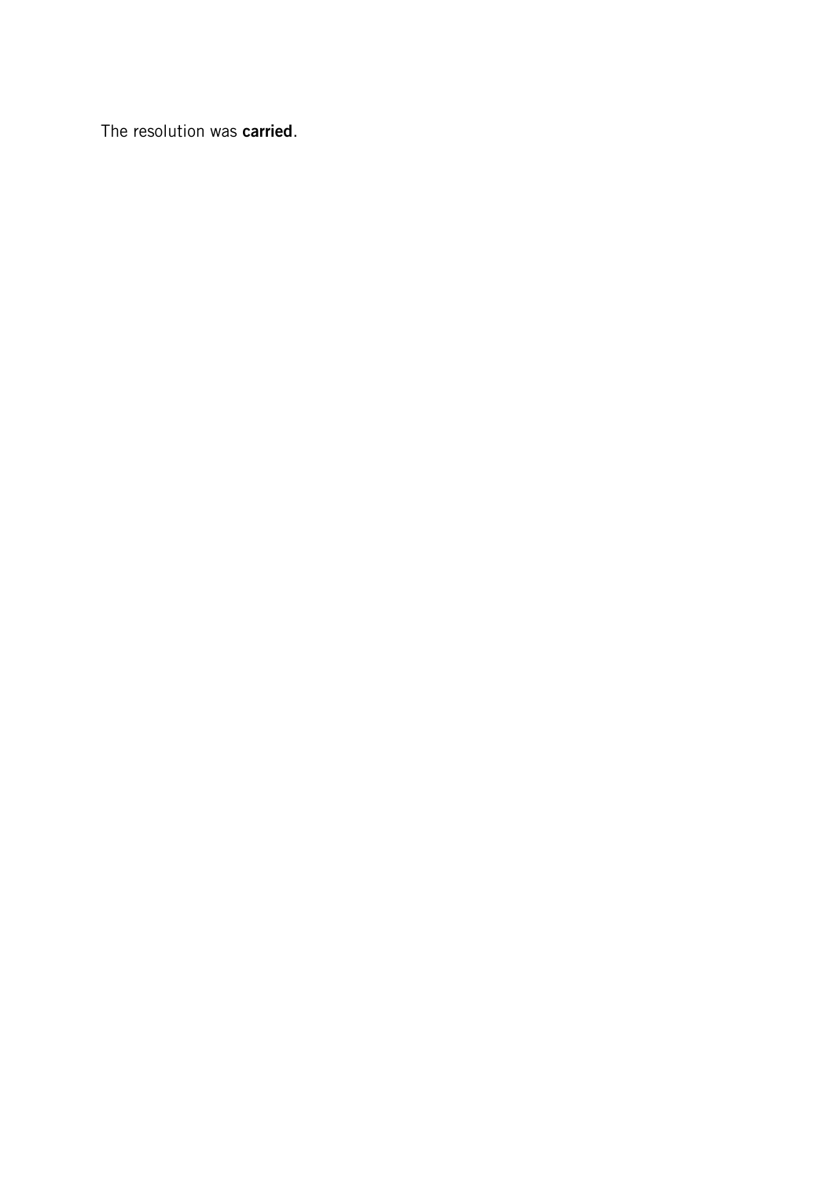The resolution was **carried**.